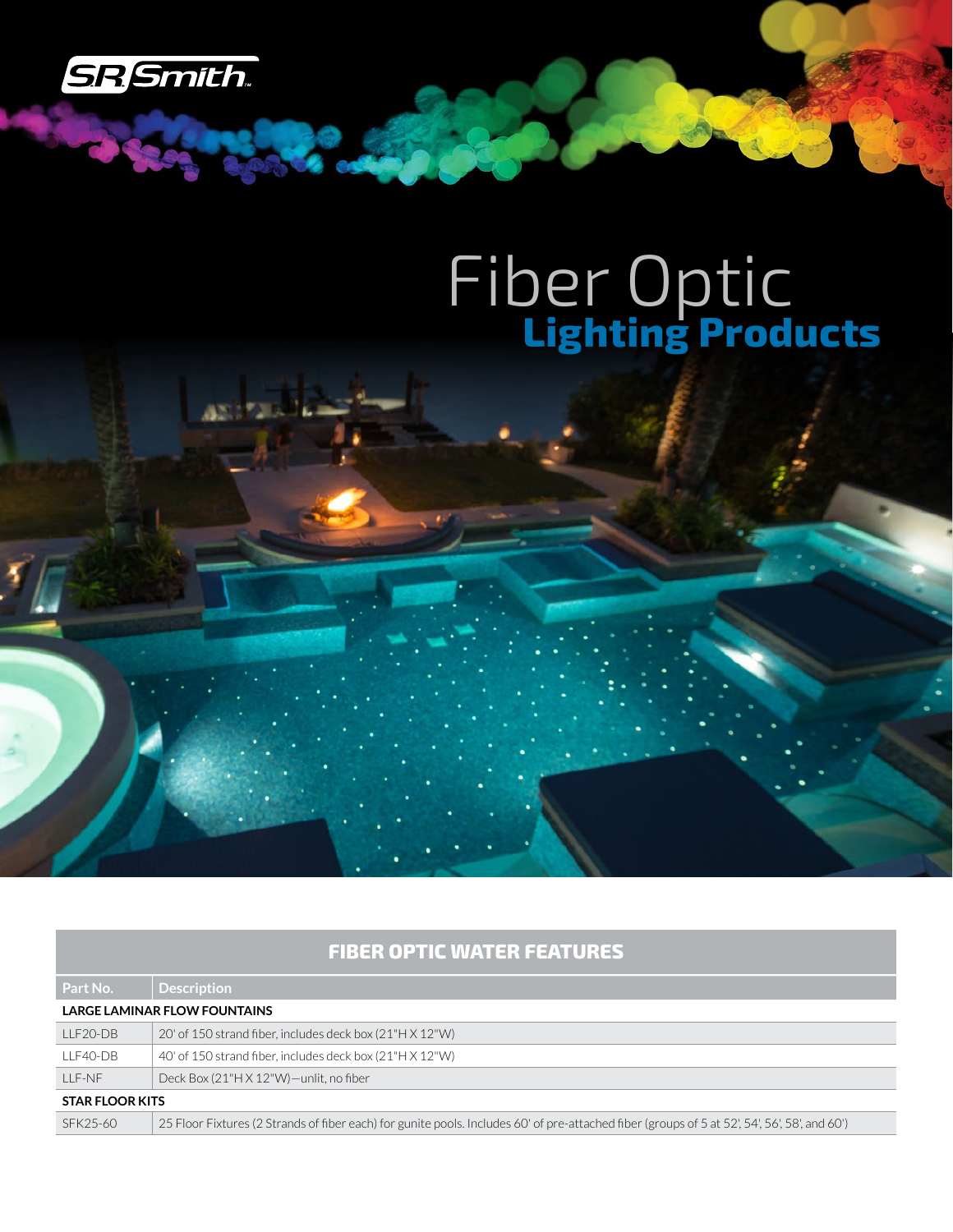S.R. Smith

# Fiber Optic
## Lighting Products

| FIBER OPTIC WATER FEATURES | |
|---|---|
| **Part No.** | **Description** |
| **LARGE LAMINAR FLOW FOUNTAINS** | |
| LLF20-DB | 20' of 150 strand fiber, includes deck box (21"H X 12"W) |
| LLF40-DB | 40' of 150 strand fiber, includes deck box (21"H X 12"W) |
| LLF-NF | Deck Box (21"H X 12"W)—unlit, no fiber |
| **STAR FLOOR KITS** | |
| SFK25-60 | 25 Floor Fixtures (2 Strands of fiber each) for gunite pools. Includes 60' of pre-attached fiber (groups of 5 at 52', 54', 56', 58', and 60') |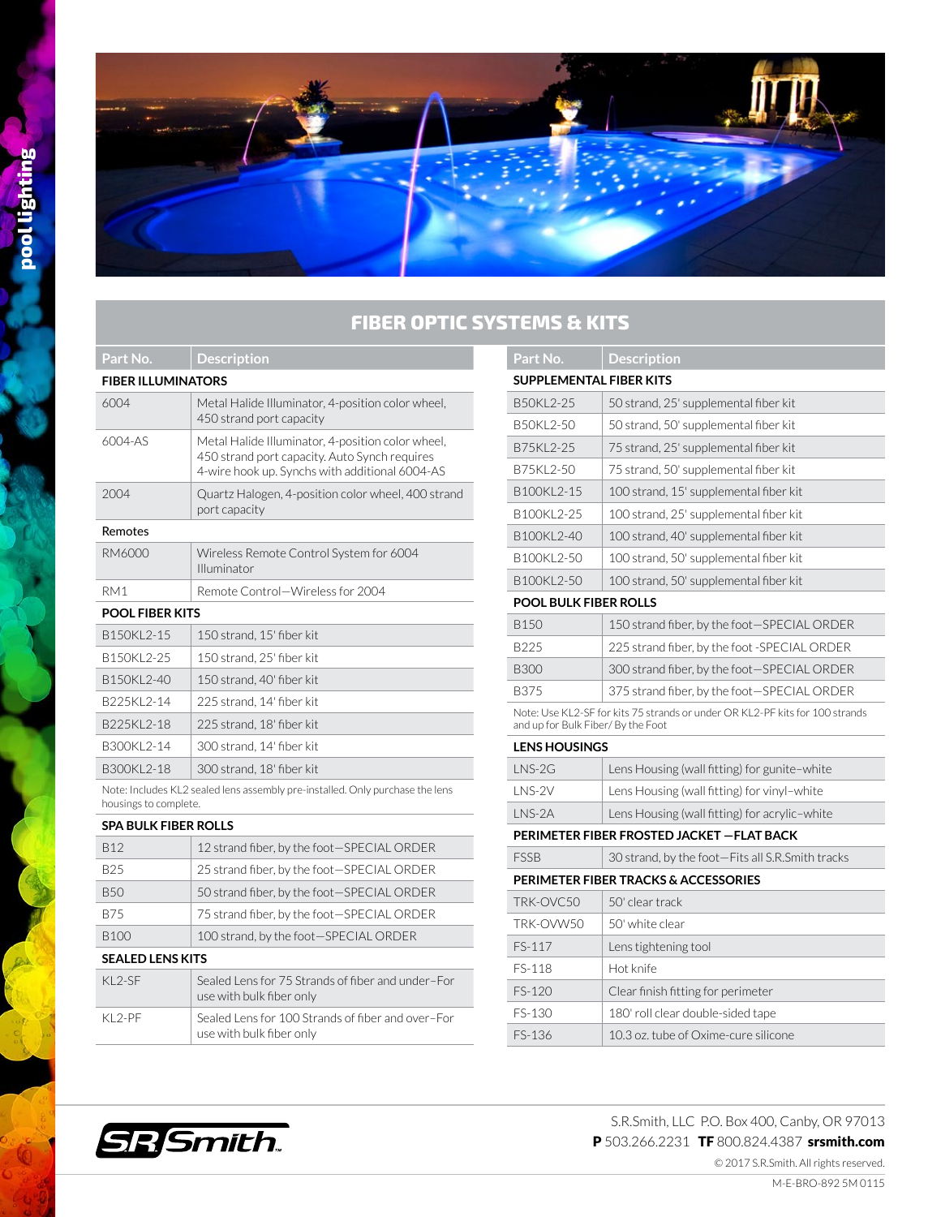## FIBER OPTIC SYSTEMS & KITS

| Part No. | Description |
|---|---|
| **FIBER ILLUMINATORS** | |
| 6004 | Metal Halide Illuminator, 4-position color wheel, 450 strand port capacity |
| 6004-AS | Metal Halide Illuminator, 4-position color wheel, 450 strand port capacity. Auto Synch requires 4-wire hook up. Synchs with additional 6004-AS |
| 2004 | Quartz Halogen, 4-position color wheel, 400 strand port capacity |
| Remotes | |
| RM6000 | Wireless Remote Control System for 6004 Illuminator |
| RM1 | Remote Control—Wireless for 2004 |
| **POOL FIBER KITS** | |
| B150KL2-15 | 150 strand, 15' fiber kit |
| B150KL2-25 | 150 strand, 25' fiber kit |
| B150KL2-40 | 150 strand, 40' fiber kit |
| B225KL2-14 | 225 strand, 14' fiber kit |
| B225KL2-18 | 225 strand, 18' fiber kit |
| B300KL2-14 | 300 strand, 14' fiber kit |
| B300KL2-18 | 300 strand, 18' fiber kit |
| Note: Includes KL2 sealed lens assembly pre-installed. Only purchase the lens housings to complete. | |
| **SPA BULK FIBER ROLLS** | |
| B12 | 12 strand fiber, by the foot—SPECIAL ORDER |
| B25 | 25 strand fiber, by the foot—SPECIAL ORDER |
| B50 | 50 strand fiber, by the foot—SPECIAL ORDER |
| B75 | 75 strand fiber, by the foot—SPECIAL ORDER |
| B100 | 100 strand, by the foot—SPECIAL ORDER |
| **SEALED LENS KITS** | |
| KL2-SF | Sealed Lens for 75 Strands of fiber and under–For use with bulk fiber only |
| KL2-PF | Sealed Lens for 100 Strands of fiber and over–For use with bulk fiber only |

| Part No. | Description |
|---|---|
| **SUPPLEMENTAL FIBER KITS** | |
| B50KL2-25 | 50 strand, 25' supplemental fiber kit |
| B50KL2-50 | 50 strand, 50' supplemental fiber kit |
| B75KL2-25 | 75 strand, 25' supplemental fiber kit |
| B75KL2-50 | 75 strand, 50' supplemental fiber kit |
| B100KL2-15 | 100 strand, 15' supplemental fiber kit |
| B100KL2-25 | 100 strand, 25' supplemental fiber kit |
| B100KL2-40 | 100 strand, 40' supplemental fiber kit |
| B100KL2-50 | 100 strand, 50' supplemental fiber kit |
| B100KL2-50 | 100 strand, 50' supplemental fiber kit |
| **POOL BULK FIBER ROLLS** | |
| B150 | 150 strand fiber, by the foot—SPECIAL ORDER |
| B225 | 225 strand fiber, by the foot -SPECIAL ORDER |
| B300 | 300 strand fiber, by the foot—SPECIAL ORDER |
| B375 | 375 strand fiber, by the foot—SPECIAL ORDER |
| Note: Use KL2-SF for kits 75 strands or under OR KL2-PF kits for 100 strands and up for Bulk Fiber/ By the Foot | |
| **LENS HOUSINGS** | |
| LNS-2G | Lens Housing (wall fitting) for gunite–white |
| LNS-2V | Lens Housing (wall fitting) for vinyl–white |
| LNS-2A | Lens Housing (wall fitting) for acrylic–white |
| **PERIMETER FIBER FROSTED JACKET —FLAT BACK** | |
| FSSB | 30 strand, by the foot—Fits all S.R.Smith tracks |
| **PERIMETER FIBER TRACKS & ACCESSORIES** | |
| TRK-OVC50 | 50' clear track |
| TRK-OVW50 | 50' white clear |
| FS-117 | Lens tightening tool |
| FS-118 | Hot knife |
| FS-120 | Clear finish fitting for perimeter |
| FS-130 | 180' roll clear double-sided tape |
| FS-136 | 10.3 oz. tube of Oxime-cure silicone |

S.R.Smith, LLC P.O. Box 400, Canby, OR 97013
**P** 503.266.2231 **TF** 800.824.4387 **srsmith.com**
© 2017 S.R.Smith. All rights reserved.
M-E-BRO-892 5M 0115